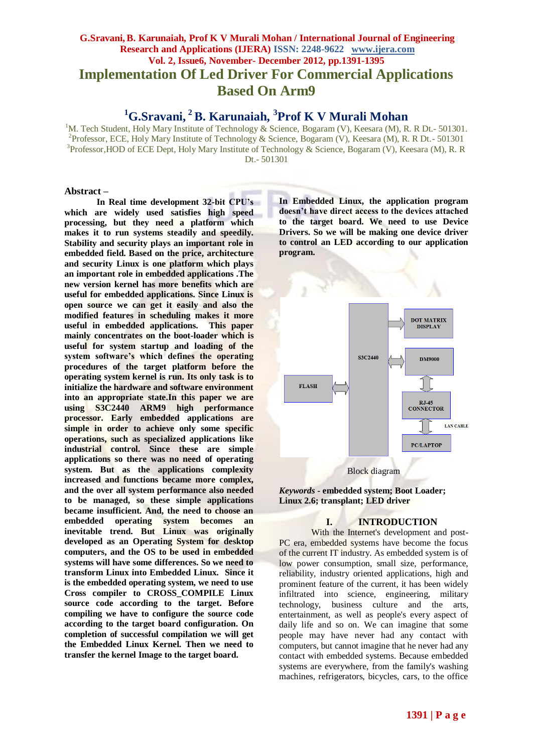# Implementation Of Led Driver For Commercial Applications Based On Arm9

## [1]G.Sravani, [2] B. Karunaiah, [3]Prof K V Murali Mohan

[1]M. Tech Student, Holy Mary Institute of Technology & Science, Bogaram (V), Keesara (M), R. R Dt.- 501301.
[2]Professor, ECE, Holy Mary Institute of Technology & Science, Bogaram (V), Keesara (M), R. R Dt.- 501301
[3]Professor,HOD of ECE Dept, Holy Mary Institute of Technology & Science, Bogaram (V), Keesara (M), R. R Dt.- 501301

**Abstract –**

**In Real time development 32-bit CPU's which are widely used satisfies high speed processing, but they need a platform which makes it to run systems steadily and speedily. Stability and security plays an important role in embedded field. Based on the price, architecture and security Linux is one platform which plays an important role in embedded applications .The new version kernel has more benefits which are useful for embedded applications. Since Linux is open source we can get it easily and also the modified features in scheduling makes it more useful in embedded applications. This paper mainly concentrates on the boot-loader which is useful for system startup and loading of the system software's which defines the operating procedures of the target platform before the operating system kernel is run. Its only task is to initialize the hardware and software environment into an appropriate state.In this paper we are using S3C2440 ARM9 high performance processor. Early embedded applications are simple in order to achieve only some specific operations, such as specialized applications like industrial control. Since these are simple applications so there was no need of operating system. But as the applications complexity increased and functions became more complex, and the over all system performance also needed to be managed, so these simple applications became insufficient. And, the need to choose an embedded operating system becomes an inevitable trend. But Linux was originally developed as an Operating System for desktop computers, and the OS to be used in embedded systems will have some differences. So we need to transform Linux into Embedded Linux. Since it is the embedded operating system, we need to use Cross compiler to CROSS_COMPILE Linux source code according to the target. Before compiling we have to configure the source code according to the target board configuration. On completion of successful compilation we will get the Embedded Linux Kernel. Then we need to transfer the kernel Image to the target board.**

**In Embedded Linux, the application program doesn't have direct access to the devices attached to the target board. We need to use Device Drivers. So we will be making one device driver to control an LED according to our application program.**

Block diagram

***Keywords*** **- embedded system; Boot Loader; Linux 2.6; transplant; LED driver**

## I. INTRODUCTION

With the Internet's development and post-PC era, embedded systems have become the focus of the current IT industry. As embedded system is of low power consumption, small size, performance, reliability, industry oriented applications, high and prominent feature of the current, it has been widely infiltrated into science, engineering, military technology, business culture and the arts, entertainment, as well as people's every aspect of daily life and so on. We can imagine that some people may have never had any contact with computers, but cannot imagine that he never had any contact with embedded systems. Because embedded systems are everywhere, from the family's washing machines, refrigerators, bicycles, cars, to the office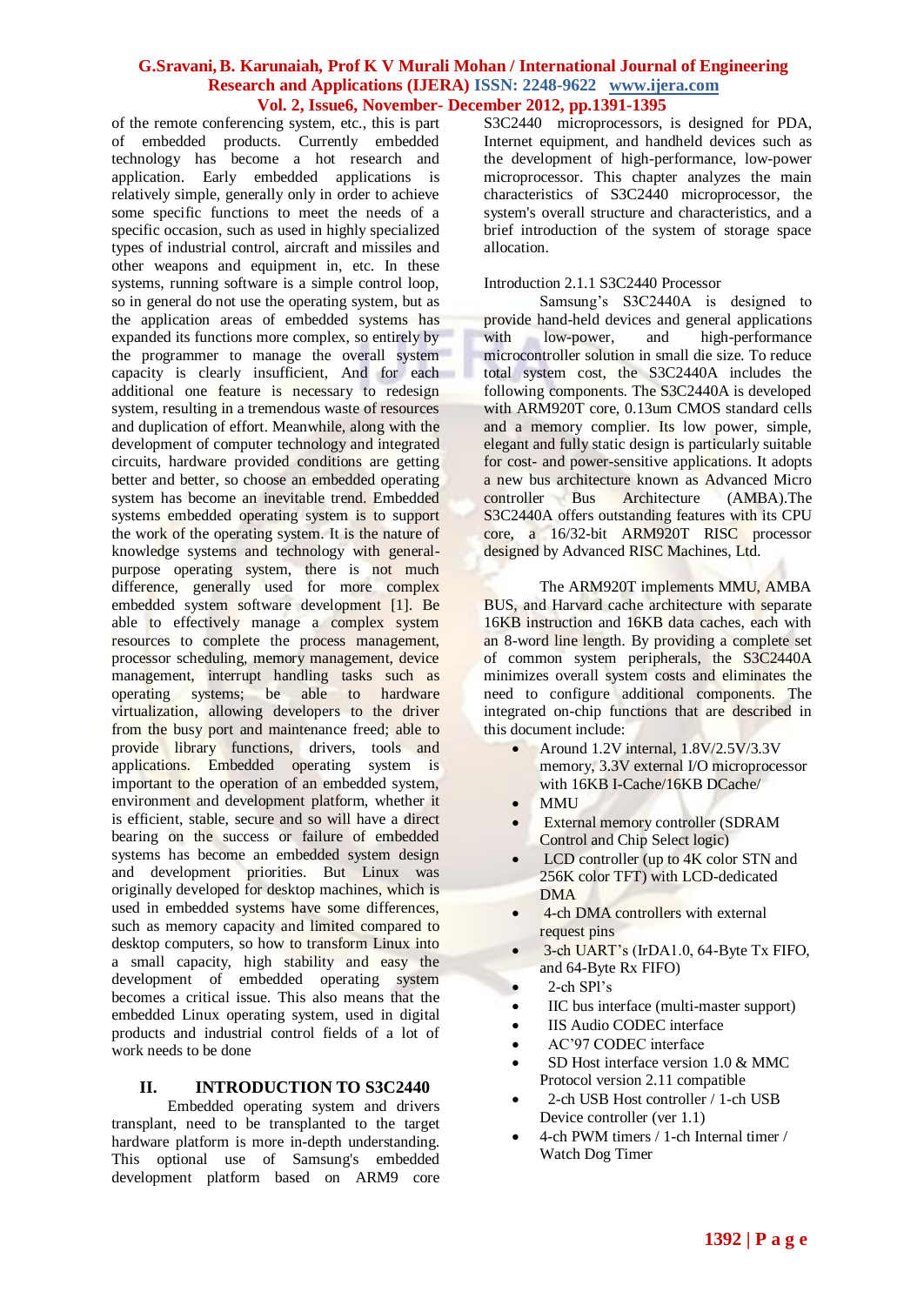of the remote conferencing system, etc., this is part of embedded products. Currently embedded technology has become a hot research and application. Early embedded applications is relatively simple, generally only in order to achieve some specific functions to meet the needs of a specific occasion, such as used in highly specialized types of industrial control, aircraft and missiles and other weapons and equipment in, etc. In these systems, running software is a simple control loop, so in general do not use the operating system, but as the application areas of embedded systems has expanded its functions more complex, so entirely by the programmer to manage the overall system capacity is clearly insufficient, And for each additional one feature is necessary to redesign system, resulting in a tremendous waste of resources and duplication of effort. Meanwhile, along with the development of computer technology and integrated circuits, hardware provided conditions are getting better and better, so choose an embedded operating system has become an inevitable trend. Embedded systems embedded operating system is to support the work of the operating system. It is the nature of knowledge systems and technology with general-purpose operating system, there is not much difference, generally used for more complex embedded system software development [1]. Be able to effectively manage a complex system resources to complete the process management, processor scheduling, memory management, device management, interrupt handling tasks such as operating systems; be able to hardware virtualization, allowing developers to the driver from the busy port and maintenance freed; able to provide library functions, drivers, tools and applications. Embedded operating system is important to the operation of an embedded system, environment and development platform, whether it is efficient, stable, secure and so will have a direct bearing on the success or failure of embedded systems has become an embedded system design and development priorities. But Linux was originally developed for desktop machines, which is used in embedded systems have some differences, such as memory capacity and limited compared to desktop computers, so how to transform Linux into a small capacity, high stability and easy the development of embedded operating system becomes a critical issue. This also means that the embedded Linux operating system, used in digital products and industrial control fields of a lot of work needs to be done

## II. INTRODUCTION TO S3C2440

Embedded operating system and drivers transplant, need to be transplanted to the target hardware platform is more in-depth understanding. This optional use of Samsung's embedded development platform based on ARM9 core S3C2440 microprocessors, is designed for PDA, Internet equipment, and handheld devices such as the development of high-performance, low-power microprocessor. This chapter analyzes the main characteristics of S3C2440 microprocessor, the system's overall structure and characteristics, and a brief introduction of the system of storage space allocation.

Introduction 2.1.1 S3C2440 Processor

Samsung's S3C2440A is designed to provide hand-held devices and general applications with low-power, and high-performance microcontroller solution in small die size. To reduce total system cost, the S3C2440A includes the following components. The S3C2440A is developed with ARM920T core, 0.13um CMOS standard cells and a memory complier. Its low power, simple, elegant and fully static design is particularly suitable for cost- and power-sensitive applications. It adopts a new bus architecture known as Advanced Micro controller Bus Architecture (AMBA).The S3C2440A offers outstanding features with its CPU core, a 16/32-bit ARM920T RISC processor designed by Advanced RISC Machines, Ltd.

The ARM920T implements MMU, AMBA BUS, and Harvard cache architecture with separate 16KB instruction and 16KB data caches, each with an 8-word line length. By providing a complete set of common system peripherals, the S3C2440A minimizes overall system costs and eliminates the need to configure additional components. The integrated on-chip functions that are described in this document include:

- Around 1.2V internal, 1.8V/2.5V/3.3V memory, 3.3V external I/O microprocessor with 16KB I-Cache/16KB DCache/
- MMU
- External memory controller (SDRAM Control and Chip Select logic)
- LCD controller (up to 4K color STN and 256K color TFT) with LCD-dedicated DMA
- 4-ch DMA controllers with external request pins
- 3-ch UART's (IrDA1.0, 64-Byte Tx FIFO, and 64-Byte Rx FIFO)
- 2-ch SPI's
- IIC bus interface (multi-master support)
- IIS Audio CODEC interface
- AC'97 CODEC interface
- SD Host interface version 1.0 & MMC Protocol version 2.11 compatible
- 2-ch USB Host controller / 1-ch USB Device controller (ver 1.1)
- 4-ch PWM timers / 1-ch Internal timer / Watch Dog Timer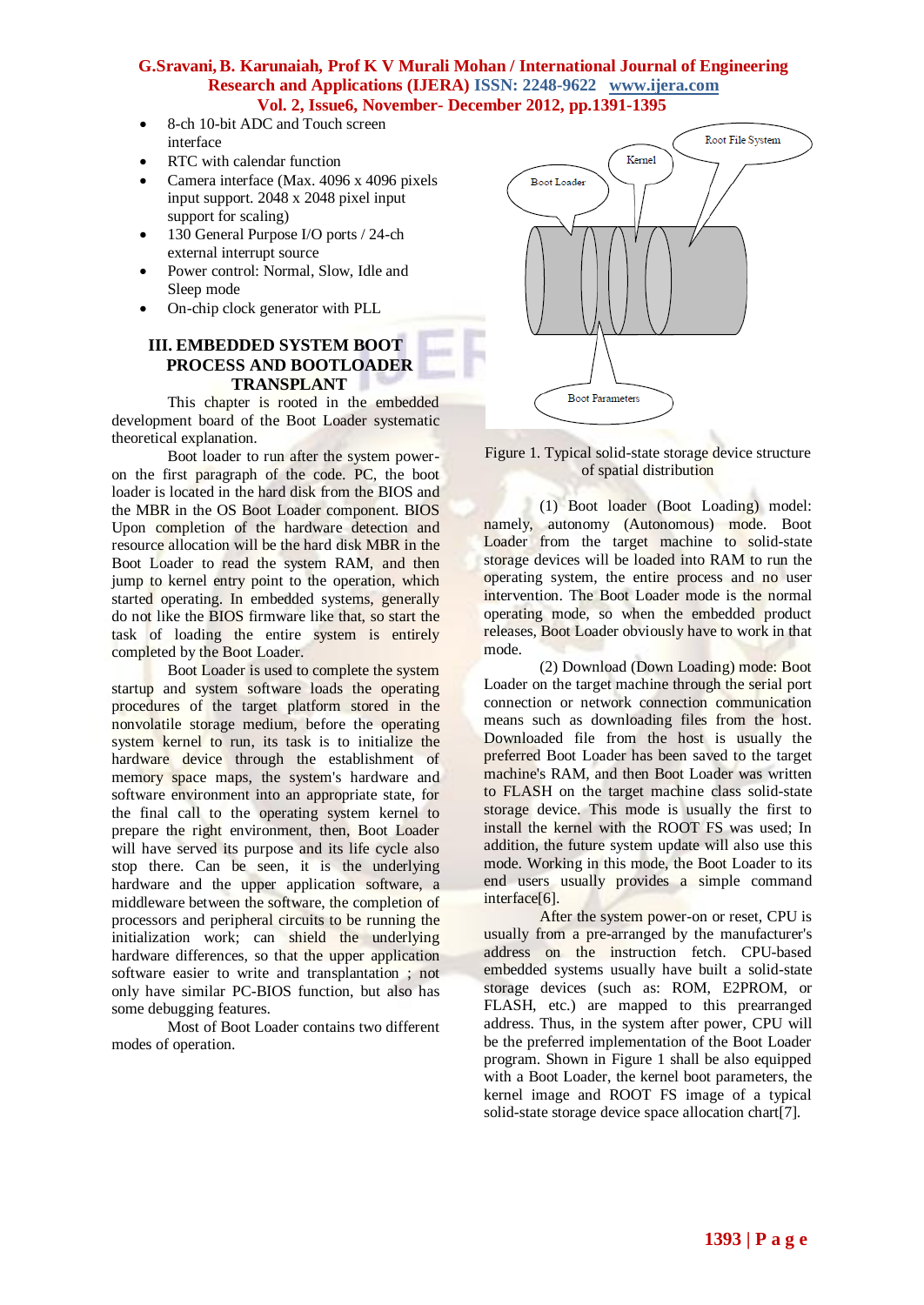- 8-ch 10-bit ADC and Touch screen interface
- RTC with calendar function
- Camera interface (Max. 4096 x 4096 pixels input support. 2048 x 2048 pixel input support for scaling)
- 130 General Purpose I/O ports / 24-ch external interrupt source
- Power control: Normal, Slow, Idle and Sleep mode
- On-chip clock generator with PLL

## III. EMBEDDED SYSTEM BOOT PROCESS AND BOOTLOADER TRANSPLANT

This chapter is rooted in the embedded development board of the Boot Loader systematic theoretical explanation.

Boot loader to run after the system power-on the first paragraph of the code. PC, the boot loader is located in the hard disk from the BIOS and the MBR in the OS Boot Loader component. BIOS Upon completion of the hardware detection and resource allocation will be the hard disk MBR in the Boot Loader to read the system RAM, and then jump to kernel entry point to the operation, which started operating. In embedded systems, generally do not like the BIOS firmware like that, so start the task of loading the entire system is entirely completed by the Boot Loader.

Boot Loader is used to complete the system startup and system software loads the operating procedures of the target platform stored in the nonvolatile storage medium, before the operating system kernel to run, its task is to initialize the hardware device through the establishment of memory space maps, the system's hardware and software environment into an appropriate state, for the final call to the operating system kernel to prepare the right environment, then, Boot Loader will have served its purpose and its life cycle also stop there. Can be seen, it is the underlying hardware and the upper application software, a middleware between the software, the completion of processors and peripheral circuits to be running the initialization work; can shield the underlying hardware differences, so that the upper application software easier to write and transplantation ; not only have similar PC-BIOS function, but also has some debugging features.

Most of Boot Loader contains two different modes of operation.

Root File System

Kernel

Boot Loader

Boot Parameters

Figure 1. Typical solid-state storage device structure of spatial distribution

(1) Boot loader (Boot Loading) model: namely, autonomy (Autonomous) mode. Boot Loader from the target machine to solid-state storage devices will be loaded into RAM to run the operating system, the entire process and no user intervention. The Boot Loader mode is the normal operating mode, so when the embedded product releases, Boot Loader obviously have to work in that mode.

(2) Download (Down Loading) mode: Boot Loader on the target machine through the serial port connection or network connection communication means such as downloading files from the host. Downloaded file from the host is usually the preferred Boot Loader has been saved to the target machine's RAM, and then Boot Loader was written to FLASH on the target machine class solid-state storage device. This mode is usually the first to install the kernel with the ROOT FS was used; In addition, the future system update will also use this mode. Working in this mode, the Boot Loader to its end users usually provides a simple command interface[6].

After the system power-on or reset, CPU is usually from a pre-arranged by the manufacturer's address on the instruction fetch. CPU-based embedded systems usually have built a solid-state storage devices (such as: ROM, E2PROM, or FLASH, etc.) are mapped to this prearranged address. Thus, in the system after power, CPU will be the preferred implementation of the Boot Loader program. Shown in Figure 1 shall be also equipped with a Boot Loader, the kernel boot parameters, the kernel image and ROOT FS image of a typical solid-state storage device space allocation chart[7].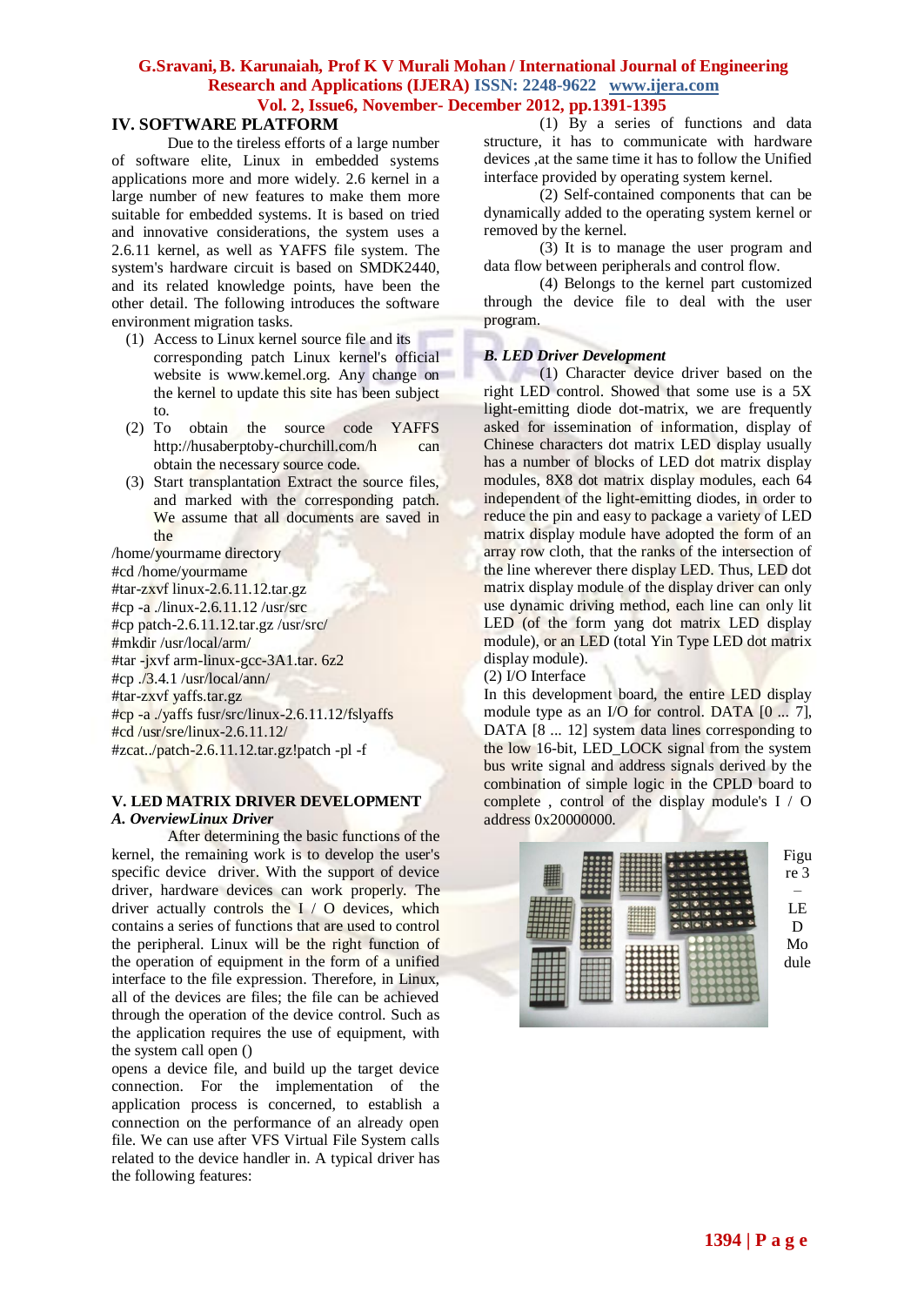## IV. SOFTWARE PLATFORM

Due to the tireless efforts of a large number of software elite, Linux in embedded systems applications more and more widely. 2.6 kernel in a large number of new features to make them more suitable for embedded systems. It is based on tried and innovative considerations, the system uses a 2.6.11 kernel, as well as YAFFS file system. The system's hardware circuit is based on SMDK2440, and its related knowledge points, have been the other detail. The following introduces the software environment migration tasks.

(1) Access to Linux kernel source file and its corresponding patch Linux kernel's official website is www.kernel.org. Any change on the kernel to update this site has been subject to.

(2) To obtain the source code YAFFS http://husaberptoby-churchill.com/h can obtain the necessary source code.

(3) Start transplantation Extract the source files, and marked with the corresponding patch. We assume that all documents are saved in the

```
/home/yourmame directory
#cd /home/yourmame
#tar-zxvf linux-2.6.11.12.tar.gz
#cp -a ./linux-2.6.11.12 /usr/src
#cp patch-2.6.11.12.tar.gz /usr/src/
#mkdir /usr/local/arm/
#tar -jxvf arm-linux-gcc-3A1.tar. 6z2
#cp ./3.4.1 /usr/local/ann/
#tar-zxvf yaffs.tar.gz
#cp -a ./yaffs fusr/src/linux-2.6.11.12/fslyaffs
#cd /usr/sre/linux-2.6.11.12/
#zcat../patch-2.6.11.12.tar.gz!patch -pl -f
```

## V. LED MATRIX DRIVER DEVELOPMENT

### *A. OverviewLinux Driver*

After determining the basic functions of the kernel, the remaining work is to develop the user's specific device driver. With the support of device driver, hardware devices can work properly. The driver actually controls the I / O devices, which contains a series of functions that are used to control the peripheral. Linux will be the right function of the operation of equipment in the form of a unified interface to the file expression. Therefore, in Linux, all of the devices are files; the file can be achieved through the operation of the device control. Such as the application requires the use of equipment, with the system call open ()

opens a device file, and build up the target device connection. For the implementation of the application process is concerned, to establish a connection on the performance of an already open file. We can use after VFS Virtual File System calls related to the device handler in. A typical driver has the following features:

(1) By a series of functions and data structure, it has to communicate with hardware devices ,at the same time it has to follow the Unified interface provided by operating system kernel.

(2) Self-contained components that can be dynamically added to the operating system kernel or removed by the kernel.

(3) It is to manage the user program and data flow between peripherals and control flow.

(4) Belongs to the kernel part customized through the device file to deal with the user program.

### *B. LED Driver Development*

(1) Character device driver based on the right LED control. Showed that some use is a 5X light-emitting diode dot-matrix, we are frequently asked for issemination of information, display of Chinese characters dot matrix LED display usually has a number of blocks of LED dot matrix display modules, 8X8 dot matrix display modules, each 64 independent of the light-emitting diodes, in order to reduce the pin and easy to package a variety of LED matrix display module have adopted the form of an array row cloth, that the ranks of the intersection of the line wherever there display LED. Thus, LED dot matrix display module of the display driver can only use dynamic driving method, each line can only lit LED (of the form yang dot matrix LED display module), or an LED (total Yin Type LED dot matrix display module).

(2) I/O Interface

In this development board, the entire LED display module type as an I/O for control. DATA [0 ... 7], DATA [8 ... 12] system data lines corresponding to the low 16-bit, LED_LOCK signal from the system bus write signal and address signals derived by the combination of simple logic in the CPLD board to complete , control of the display module's I / O address 0x20000000.

Figure 3 – LED Module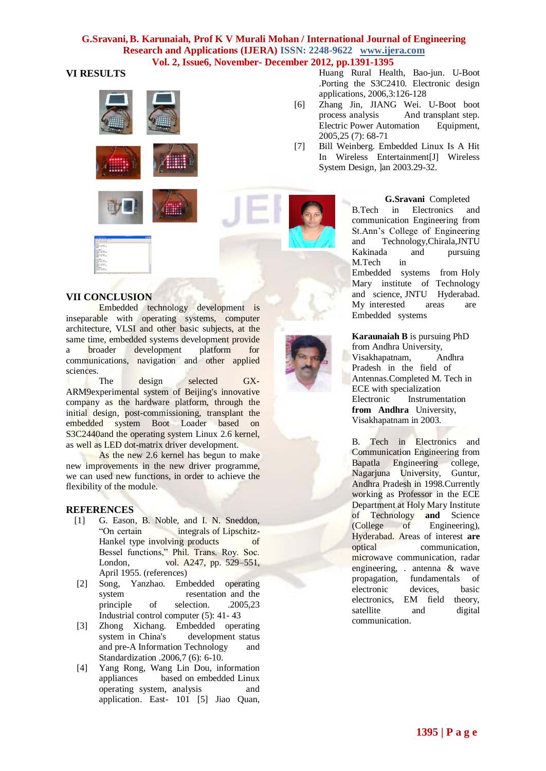## VI RESULTS

## VII CONCLUSION

Embedded technology development is inseparable with operating systems, computer architecture, VLSI and other basic subjects, at the same time, embedded systems development provide a broader development platform for communications, navigation and other applied sciences.

The design selected GX-ARM9experimental system of Beijing's innovative company as the hardware platform, through the initial design, post-commissioning, transplant the embedded system Boot Loader based on S3C2440and the operating system Linux 2.6 kernel, as well as LED dot-matrix driver development.

As the new 2.6 kernel has begun to make new improvements in the new driver programme, we can used new functions, in order to achieve the flexibility of the module.

## REFERENCES

[1] G. Eason, B. Noble, and I. N. Sneddon, "On certain integrals of Lipschitz-Hankel type involving products of Bessel functions," Phil. Trans. Roy. Soc. London, vol. A247, pp. 529–551, April 1955. (references)

[2] Song, Yanzhao. Embedded operating system resentation and the principle of selection. .2005,23 Industrial control computer (5): 41- 43

[3] Zhong Xichang. Embedded operating system in China's development status and pre-A Information Technology and Standardization .2006,7 (6): 6-10.

[4] Yang Rong, Wang Lin Dou, information appliances based on embedded Linux operating system, analysis and application. East- 101 [5] Jiao Quan, Huang Rural Health, Bao-jun. U-Boot .Porting the S3C2410. Electronic design applications, 2006,3:126-128

[6] Zhang Jin, JIANG Wei. U-Boot boot process analysis And transplant step. Electric Power Automation Equipment, 2005,25 (7): 68-71

[7] Bill Weinberg. Embedded Linux Is A Hit In Wireless Entertainment[J] Wireless System Design, ]an 2003.29-32.

**G.Sravani** Completed B.Tech in Electronics and communication Engineering from St.Ann's College of Engineering and Technology,Chirala,JNTU Kakinada and pursuing M.Tech in Embedded systems from Holy Mary institute of Technology and science, JNTU Hyderabad. My interested areas are Embedded systems

**Karaunaiah B** is pursuing PhD from Andhra University, Visakhapatnam, Andhra Pradesh in the field of Antennas.Completed M. Tech in ECE with specialization Electronic Instrumentation **from Andhra** University, Visakhapatnam in 2003.

B. Tech in Electronics and Communication Engineering from Bapatla Engineering college, Nagarjuna University, Guntur, Andhra Pradesh in 1998.Currently working as Professor in the ECE Department at Holy Mary Institute of Technology **and** Science (College of Engineering), Hyderabad. Areas of interest **are** optical communication, microwave communication, radar engineering, . antenna & wave propagation, fundamentals of electronic devices, basic electronics, EM field theory, satellite and digital communication.